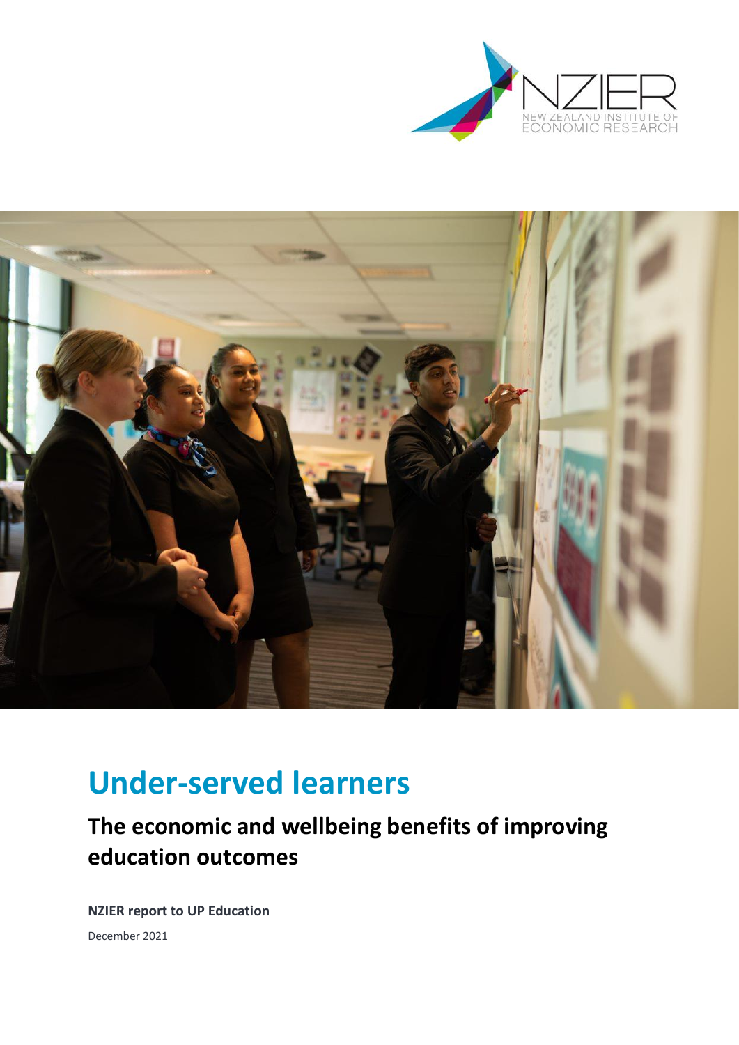NZIER
NEW ZEALAND INSTITUTE OF ECONOMIC RESEARCH

# Under-served learners

## The economic and wellbeing benefits of improving education outcomes

**NZIER report to UP Education**

December 2021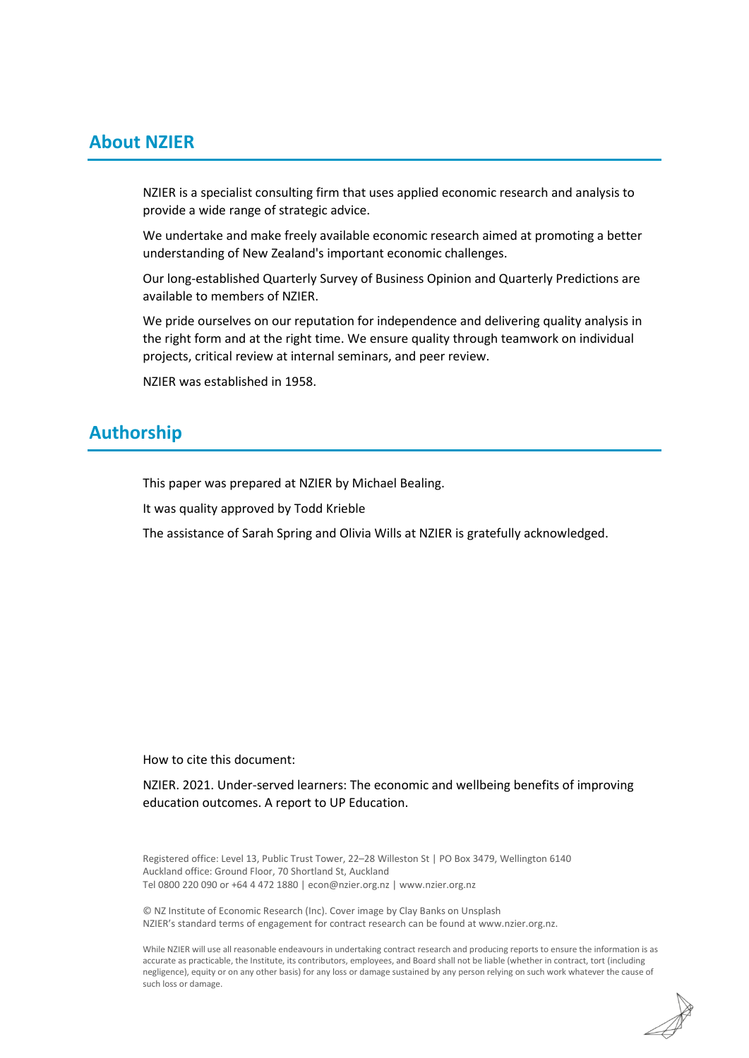## About NZIER

NZIER is a specialist consulting firm that uses applied economic research and analysis to provide a wide range of strategic advice.

We undertake and make freely available economic research aimed at promoting a better understanding of New Zealand's important economic challenges.

Our long-established Quarterly Survey of Business Opinion and Quarterly Predictions are available to members of NZIER.

We pride ourselves on our reputation for independence and delivering quality analysis in the right form and at the right time. We ensure quality through teamwork on individual projects, critical review at internal seminars, and peer review.

NZIER was established in 1958.

## Authorship

This paper was prepared at NZIER by Michael Bealing.

It was quality approved by Todd Krieble

The assistance of Sarah Spring and Olivia Wills at NZIER is gratefully acknowledged.

How to cite this document:

NZIER. 2021. Under-served learners: The economic and wellbeing benefits of improving education outcomes. A report to UP Education.

Registered office: Level 13, Public Trust Tower, 22–28 Willeston St | PO Box 3479, Wellington 6140
Auckland office: Ground Floor, 70 Shortland St, Auckland
Tel 0800 220 090 or +64 4 472 1880 | econ@nzier.org.nz | www.nzier.org.nz

© NZ Institute of Economic Research (Inc). Cover image by Clay Banks on Unsplash
NZIER's standard terms of engagement for contract research can be found at www.nzier.org.nz.

While NZIER will use all reasonable endeavours in undertaking contract research and producing reports to ensure the information is as accurate as practicable, the Institute, its contributors, employees, and Board shall not be liable (whether in contract, tort (including negligence), equity or on any other basis) for any loss or damage sustained by any person relying on such work whatever the cause of such loss or damage.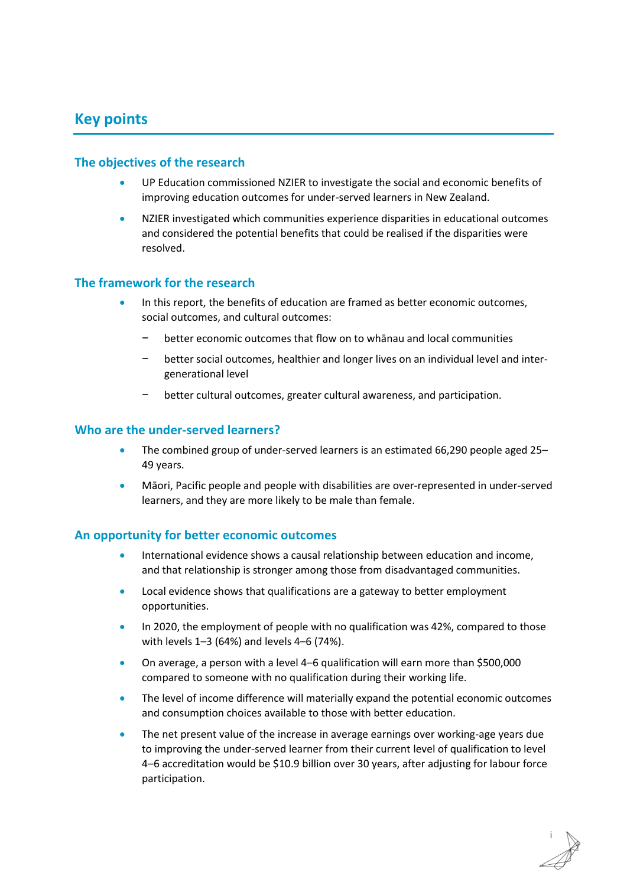# Key points

## The objectives of the research

- UP Education commissioned NZIER to investigate the social and economic benefits of improving education outcomes for under-served learners in New Zealand.
- NZIER investigated which communities experience disparities in educational outcomes and considered the potential benefits that could be realised if the disparities were resolved.

## The framework for the research

- In this report, the benefits of education are framed as better economic outcomes, social outcomes, and cultural outcomes:
  - better economic outcomes that flow on to whānau and local communities
  - better social outcomes, healthier and longer lives on an individual level and inter-generational level
  - better cultural outcomes, greater cultural awareness, and participation.

## Who are the under-served learners?

- The combined group of under-served learners is an estimated 66,290 people aged 25–49 years.
- Māori, Pacific people and people with disabilities are over-represented in under-served learners, and they are more likely to be male than female.

## An opportunity for better economic outcomes

- International evidence shows a causal relationship between education and income, and that relationship is stronger among those from disadvantaged communities.
- Local evidence shows that qualifications are a gateway to better employment opportunities.
- In 2020, the employment of people with no qualification was 42%, compared to those with levels 1–3 (64%) and levels 4–6 (74%).
- On average, a person with a level 4–6 qualification will earn more than $500,000 compared to someone with no qualification during their working life.
- The level of income difference will materially expand the potential economic outcomes and consumption choices available to those with better education.
- The net present value of the increase in average earnings over working-age years due to improving the under-served learner from their current level of qualification to level 4–6 accreditation would be $10.9 billion over 30 years, after adjusting for labour force participation.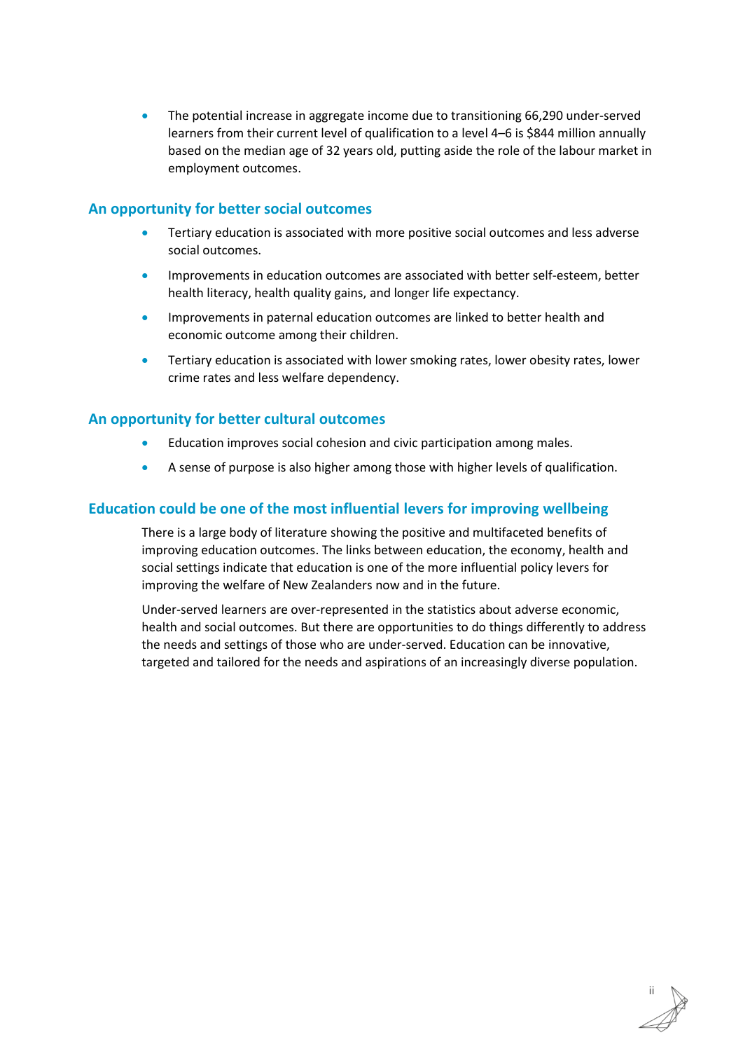- The potential increase in aggregate income due to transitioning 66,290 under-served learners from their current level of qualification to a level 4–6 is $844 million annually based on the median age of 32 years old, putting aside the role of the labour market in employment outcomes.

## An opportunity for better social outcomes

- Tertiary education is associated with more positive social outcomes and less adverse social outcomes.
- Improvements in education outcomes are associated with better self-esteem, better health literacy, health quality gains, and longer life expectancy.
- Improvements in paternal education outcomes are linked to better health and economic outcome among their children.
- Tertiary education is associated with lower smoking rates, lower obesity rates, lower crime rates and less welfare dependency.

## An opportunity for better cultural outcomes

- Education improves social cohesion and civic participation among males.
- A sense of purpose is also higher among those with higher levels of qualification.

## Education could be one of the most influential levers for improving wellbeing

There is a large body of literature showing the positive and multifaceted benefits of improving education outcomes. The links between education, the economy, health and social settings indicate that education is one of the more influential policy levers for improving the welfare of New Zealanders now and in the future.

Under-served learners are over-represented in the statistics about adverse economic, health and social outcomes. But there are opportunities to do things differently to address the needs and settings of those who are under-served. Education can be innovative, targeted and tailored for the needs and aspirations of an increasingly diverse population.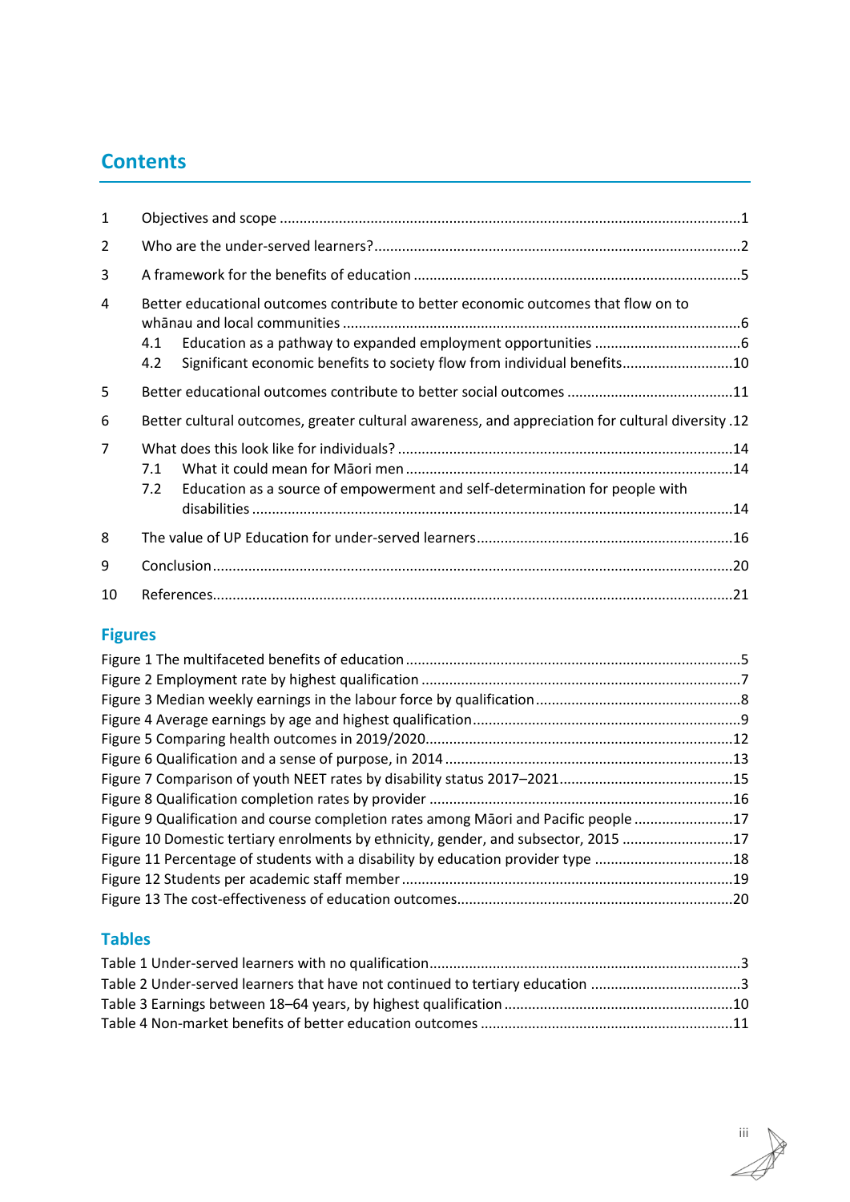# Contents

1 Objectives and scope ....................................................................................................................1

2 Who are the under-served learners?............................................................................................2

3 A framework for the benefits of education ..................................................................................5

4 Better educational outcomes contribute to better economic outcomes that flow on to whānau and local communities ...................................................................................................6

  4.1 Education as a pathway to expanded employment opportunities .....................................6

  4.2 Significant economic benefits to society flow from individual benefits............................10

5 Better educational outcomes contribute to better social outcomes ..........................................11

6 Better cultural outcomes, greater cultural awareness, and appreciation for cultural diversity .12

7 What does this look like for individuals? ....................................................................................14

  7.1 What it could mean for Māori men ...................................................................................14

  7.2 Education as a source of empowerment and self-determination for people with disabilities .........................................................................................................................14

8 The value of UP Education for under-served learners.................................................................16

9 Conclusion...................................................................................................................................20

10 References...................................................................................................................................21

## Figures

Figure 1 The multifaceted benefits of education ....................................................................................5
Figure 2 Employment rate by highest qualification .................................................................................7
Figure 3 Median weekly earnings in the labour force by qualification....................................................8
Figure 4 Average earnings by age and highest qualification....................................................................9
Figure 5 Comparing health outcomes in 2019/2020.............................................................................12
Figure 6 Qualification and a sense of purpose, in 2014 .........................................................................13
Figure 7 Comparison of youth NEET rates by disability status 2017–2021............................................15
Figure 8 Qualification completion rates by provider .............................................................................16
Figure 9 Qualification and course completion rates among Māori and Pacific people .........................17
Figure 10 Domestic tertiary enrolments by ethnicity, gender, and subsector, 2015 ............................17
Figure 11 Percentage of students with a disability by education provider type ...................................18
Figure 12 Students per academic staff member ...................................................................................19
Figure 13 The cost-effectiveness of education outcomes......................................................................20

## Tables

Table 1 Under-served learners with no qualification..............................................................................3
Table 2 Under-served learners that have not continued to tertiary education ......................................3
Table 3 Earnings between 18–64 years, by highest qualification ..........................................................10
Table 4 Non-market benefits of better education outcomes ................................................................11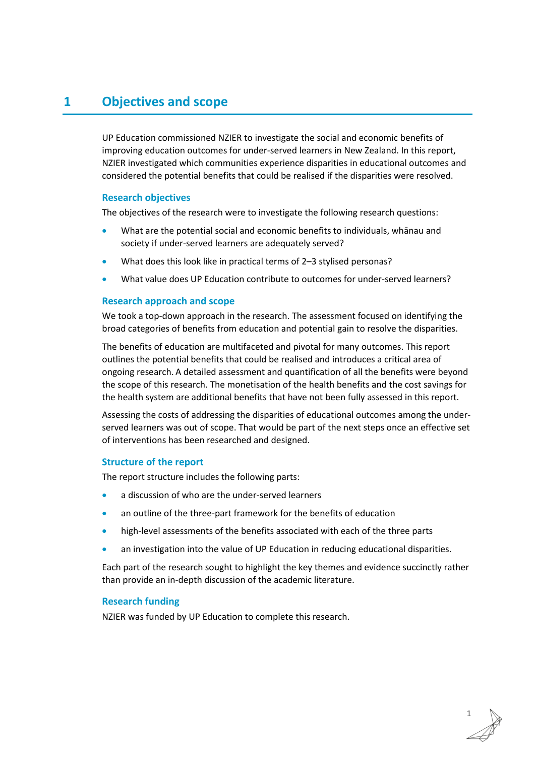# 1 Objectives and scope

UP Education commissioned NZIER to investigate the social and economic benefits of improving education outcomes for under-served learners in New Zealand. In this report, NZIER investigated which communities experience disparities in educational outcomes and considered the potential benefits that could be realised if the disparities were resolved.

### Research objectives

The objectives of the research were to investigate the following research questions:

- What are the potential social and economic benefits to individuals, whānau and society if under-served learners are adequately served?
- What does this look like in practical terms of 2–3 stylised personas?
- What value does UP Education contribute to outcomes for under-served learners?

### Research approach and scope

We took a top-down approach in the research. The assessment focused on identifying the broad categories of benefits from education and potential gain to resolve the disparities.

The benefits of education are multifaceted and pivotal for many outcomes. This report outlines the potential benefits that could be realised and introduces a critical area of ongoing research. A detailed assessment and quantification of all the benefits were beyond the scope of this research. The monetisation of the health benefits and the cost savings for the health system are additional benefits that have not been fully assessed in this report.

Assessing the costs of addressing the disparities of educational outcomes among the under-served learners was out of scope. That would be part of the next steps once an effective set of interventions has been researched and designed.

### Structure of the report

The report structure includes the following parts:

- a discussion of who are the under-served learners
- an outline of the three-part framework for the benefits of education
- high-level assessments of the benefits associated with each of the three parts
- an investigation into the value of UP Education in reducing educational disparities.

Each part of the research sought to highlight the key themes and evidence succinctly rather than provide an in-depth discussion of the academic literature.

### Research funding

NZIER was funded by UP Education to complete this research.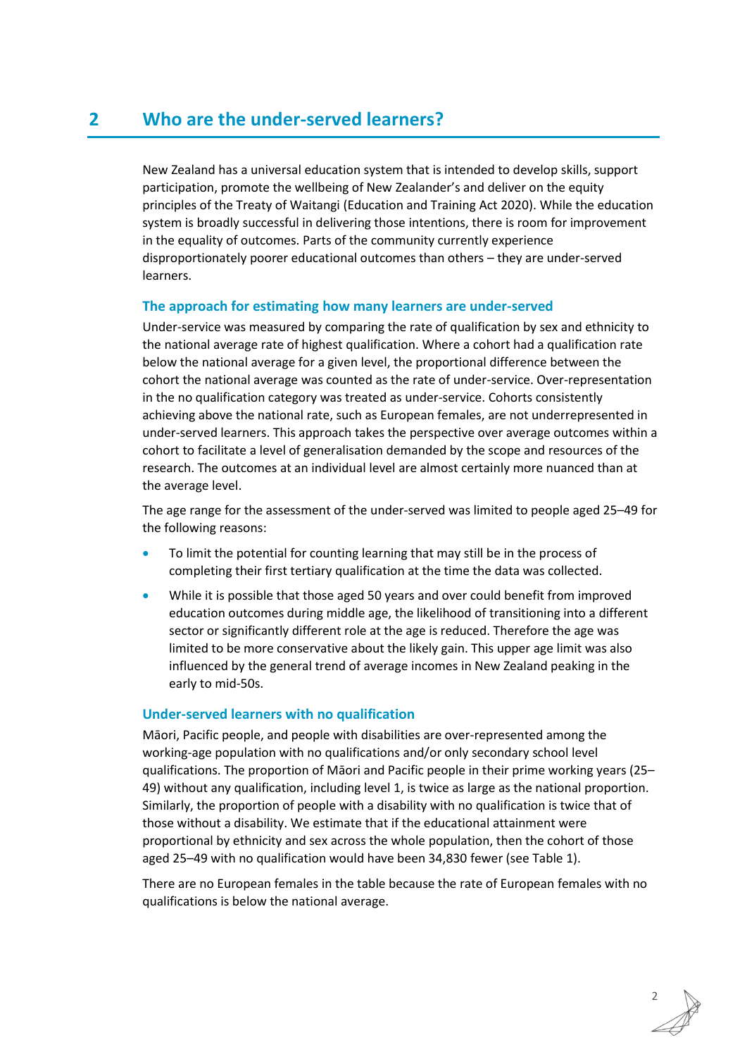## 2 Who are the under-served learners?

New Zealand has a universal education system that is intended to develop skills, support participation, promote the wellbeing of New Zealander's and deliver on the equity principles of the Treaty of Waitangi (Education and Training Act 2020). While the education system is broadly successful in delivering those intentions, there is room for improvement in the equality of outcomes. Parts of the community currently experience disproportionately poorer educational outcomes than others – they are under-served learners.

### The approach for estimating how many learners are under-served

Under-service was measured by comparing the rate of qualification by sex and ethnicity to the national average rate of highest qualification. Where a cohort had a qualification rate below the national average for a given level, the proportional difference between the cohort the national average was counted as the rate of under-service. Over-representation in the no qualification category was treated as under-service. Cohorts consistently achieving above the national rate, such as European females, are not underrepresented in under-served learners. This approach takes the perspective over average outcomes within a cohort to facilitate a level of generalisation demanded by the scope and resources of the research. The outcomes at an individual level are almost certainly more nuanced than at the average level.

The age range for the assessment of the under-served was limited to people aged 25–49 for the following reasons:

- To limit the potential for counting learning that may still be in the process of completing their first tertiary qualification at the time the data was collected.
- While it is possible that those aged 50 years and over could benefit from improved education outcomes during middle age, the likelihood of transitioning into a different sector or significantly different role at the age is reduced. Therefore the age was limited to be more conservative about the likely gain. This upper age limit was also influenced by the general trend of average incomes in New Zealand peaking in the early to mid-50s.

### Under-served learners with no qualification

Māori, Pacific people, and people with disabilities are over-represented among the working-age population with no qualifications and/or only secondary school level qualifications. The proportion of Māori and Pacific people in their prime working years (25–49) without any qualification, including level 1, is twice as large as the national proportion. Similarly, the proportion of people with a disability with no qualification is twice that of those without a disability. We estimate that if the educational attainment were proportional by ethnicity and sex across the whole population, then the cohort of those aged 25–49 with no qualification would have been 34,830 fewer (see Table 1).

There are no European females in the table because the rate of European females with no qualifications is below the national average.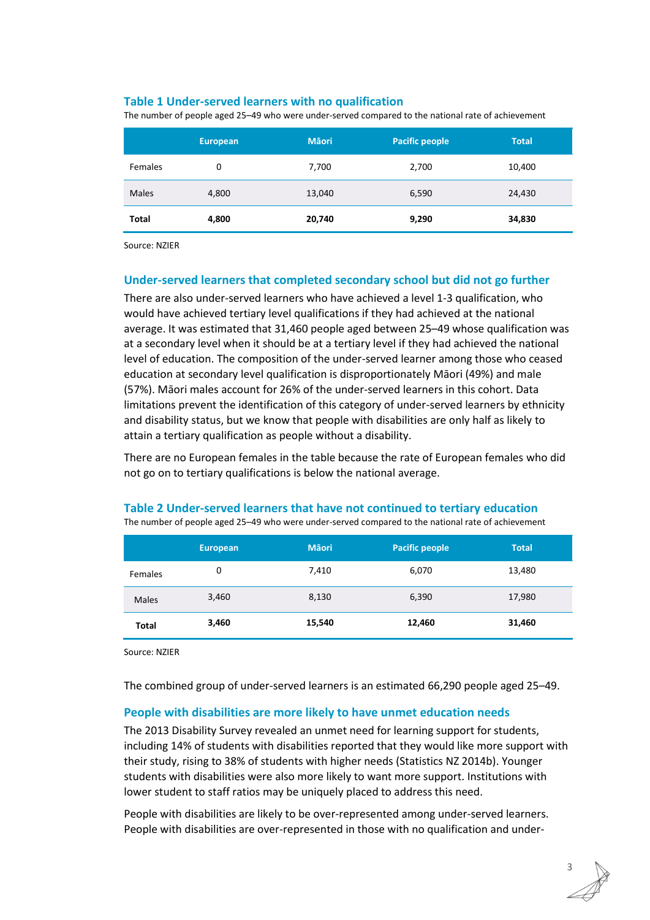### Table 1 Under-served learners with no qualification

The number of people aged 25–49 who were under-served compared to the national rate of achievement

| | European | Māori | Pacific people | Total |
|---|---|---|---|---|
| Females | 0 | 7,700 | 2,700 | 10,400 |
| Males | 4,800 | 13,040 | 6,590 | 24,430 |
| **Total** | **4,800** | **20,740** | **9,290** | **34,830** |

Source: NZIER

### Under-served learners that completed secondary school but did not go further

There are also under-served learners who have achieved a level 1-3 qualification, who would have achieved tertiary level qualifications if they had achieved at the national average. It was estimated that 31,460 people aged between 25–49 whose qualification was at a secondary level when it should be at a tertiary level if they had achieved the national level of education. The composition of the under-served learner among those who ceased education at secondary level qualification is disproportionately Māori (49%) and male (57%). Māori males account for 26% of the under-served learners in this cohort. Data limitations prevent the identification of this category of under-served learners by ethnicity and disability status, but we know that people with disabilities are only half as likely to attain a tertiary qualification as people without a disability.

There are no European females in the table because the rate of European females who did not go on to tertiary qualifications is below the national average.

### Table 2 Under-served learners that have not continued to tertiary education

The number of people aged 25–49 who were under-served compared to the national rate of achievement

| | European | Māori | Pacific people | Total |
|---|---|---|---|---|
| Females | 0 | 7,410 | 6,070 | 13,480 |
| Males | 3,460 | 8,130 | 6,390 | 17,980 |
| **Total** | **3,460** | **15,540** | **12,460** | **31,460** |

Source: NZIER

The combined group of under-served learners is an estimated 66,290 people aged 25–49.

### People with disabilities are more likely to have unmet education needs

The 2013 Disability Survey revealed an unmet need for learning support for students, including 14% of students with disabilities reported that they would like more support with their study, rising to 38% of students with higher needs (Statistics NZ 2014b). Younger students with disabilities were also more likely to want more support. Institutions with lower student to staff ratios may be uniquely placed to address this need.

People with disabilities are likely to be over-represented among under-served learners. People with disabilities are over-represented in those with no qualification and under-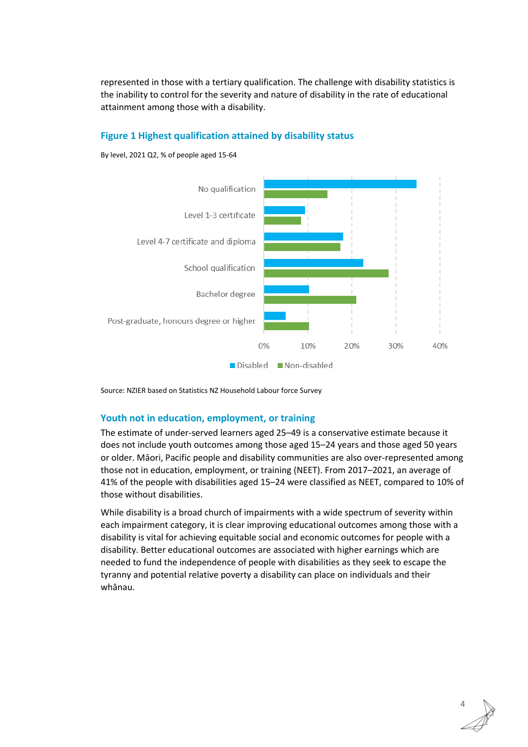represented in those with a tertiary qualification. The challenge with disability statistics is the inability to control for the severity and nature of disability in the rate of educational attainment among those with a disability.

### Figure 1 Highest qualification attained by disability status

By level, 2021 Q2, % of people aged 15-64

Source: NZIER based on Statistics NZ Household Labour force Survey

### Youth not in education, employment, or training

The estimate of under-served learners aged 25–49 is a conservative estimate because it does not include youth outcomes among those aged 15–24 years and those aged 50 years or older. Māori, Pacific people and disability communities are also over-represented among those not in education, employment, or training (NEET). From 2017–2021, an average of 41% of the people with disabilities aged 15–24 were classified as NEET, compared to 10% of those without disabilities.

While disability is a broad church of impairments with a wide spectrum of severity within each impairment category, it is clear improving educational outcomes among those with a disability is vital for achieving equitable social and economic outcomes for people with a disability. Better educational outcomes are associated with higher earnings which are needed to fund the independence of people with disabilities as they seek to escape the tyranny and potential relative poverty a disability can place on individuals and their whānau.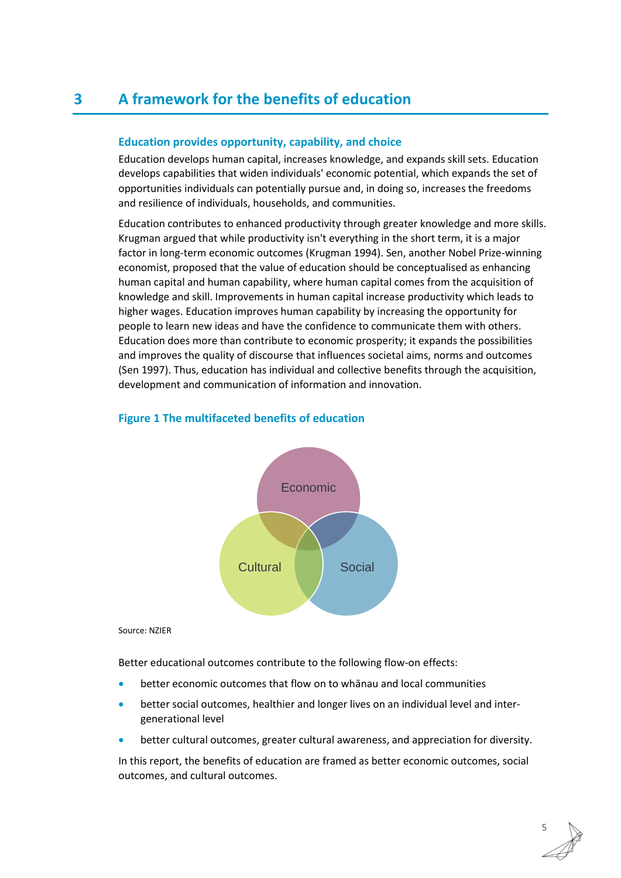# 3 A framework for the benefits of education

### Education provides opportunity, capability, and choice

Education develops human capital, increases knowledge, and expands skill sets. Education develops capabilities that widen individuals' economic potential, which expands the set of opportunities individuals can potentially pursue and, in doing so, increases the freedoms and resilience of individuals, households, and communities.

Education contributes to enhanced productivity through greater knowledge and more skills. Krugman argued that while productivity isn't everything in the short term, it is a major factor in long-term economic outcomes (Krugman 1994). Sen, another Nobel Prize-winning economist, proposed that the value of education should be conceptualised as enhancing human capital and human capability, where human capital comes from the acquisition of knowledge and skill. Improvements in human capital increase productivity which leads to higher wages. Education improves human capability by increasing the opportunity for people to learn new ideas and have the confidence to communicate them with others. Education does more than contribute to economic prosperity; it expands the possibilities and improves the quality of discourse that influences societal aims, norms and outcomes (Sen 1997). Thus, education has individual and collective benefits through the acquisition, development and communication of information and innovation.

**Figure 1 The multifaceted benefits of education**

Economic

Cultural

Social

Source: NZIER

Better educational outcomes contribute to the following flow-on effects:

- better economic outcomes that flow on to whānau and local communities
- better social outcomes, healthier and longer lives on an individual level and inter-generational level
- better cultural outcomes, greater cultural awareness, and appreciation for diversity.

In this report, the benefits of education are framed as better economic outcomes, social outcomes, and cultural outcomes.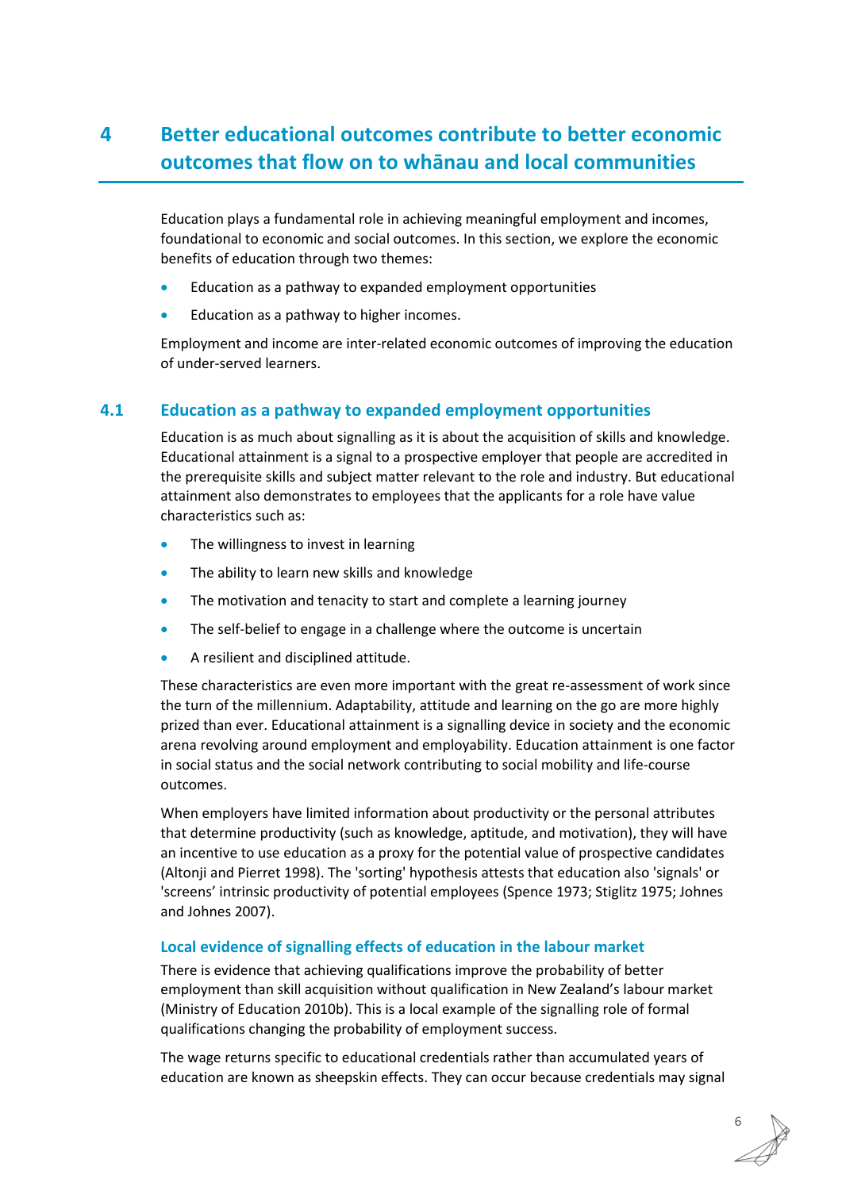# 4 Better educational outcomes contribute to better economic outcomes that flow on to whānau and local communities

Education plays a fundamental role in achieving meaningful employment and incomes, foundational to economic and social outcomes. In this section, we explore the economic benefits of education through two themes:

- Education as a pathway to expanded employment opportunities
- Education as a pathway to higher incomes.

Employment and income are inter-related economic outcomes of improving the education of under-served learners.

## 4.1 Education as a pathway to expanded employment opportunities

Education is as much about signalling as it is about the acquisition of skills and knowledge. Educational attainment is a signal to a prospective employer that people are accredited in the prerequisite skills and subject matter relevant to the role and industry. But educational attainment also demonstrates to employees that the applicants for a role have value characteristics such as:

- The willingness to invest in learning
- The ability to learn new skills and knowledge
- The motivation and tenacity to start and complete a learning journey
- The self-belief to engage in a challenge where the outcome is uncertain
- A resilient and disciplined attitude.

These characteristics are even more important with the great re-assessment of work since the turn of the millennium. Adaptability, attitude and learning on the go are more highly prized than ever. Educational attainment is a signalling device in society and the economic arena revolving around employment and employability. Education attainment is one factor in social status and the social network contributing to social mobility and life-course outcomes.

When employers have limited information about productivity or the personal attributes that determine productivity (such as knowledge, aptitude, and motivation), they will have an incentive to use education as a proxy for the potential value of prospective candidates (Altonji and Pierret 1998). The 'sorting' hypothesis attests that education also 'signals' or 'screens' intrinsic productivity of potential employees (Spence 1973; Stiglitz 1975; Johnes and Johnes 2007).

### Local evidence of signalling effects of education in the labour market

There is evidence that achieving qualifications improve the probability of better employment than skill acquisition without qualification in New Zealand's labour market (Ministry of Education 2010b). This is a local example of the signalling role of formal qualifications changing the probability of employment success.

The wage returns specific to educational credentials rather than accumulated years of education are known as sheepskin effects. They can occur because credentials may signal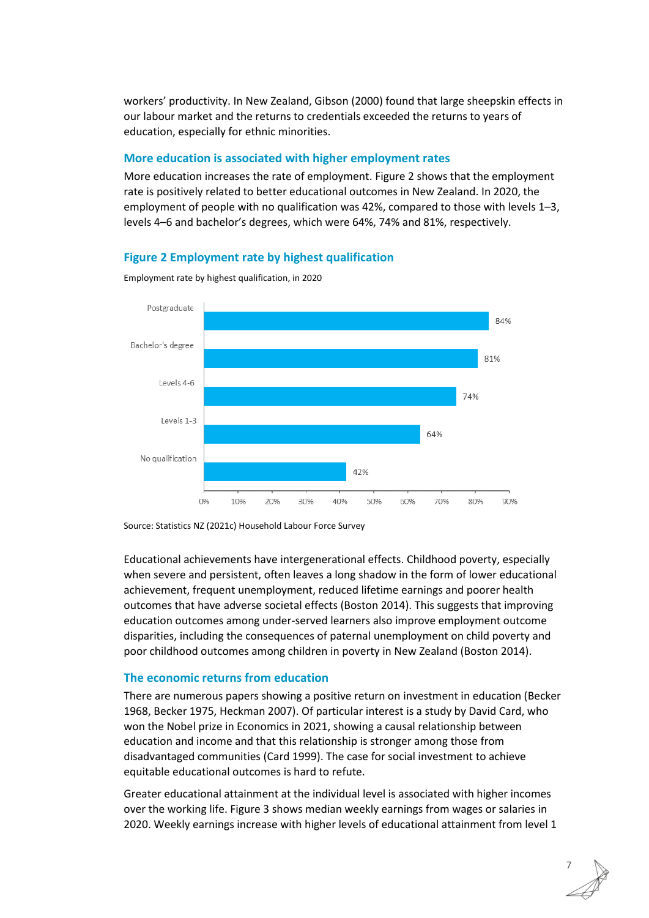workers' productivity. In New Zealand, Gibson (2000) found that large sheepskin effects in our labour market and the returns to credentials exceeded the returns to years of education, especially for ethnic minorities.

### More education is associated with higher employment rates

More education increases the rate of employment. Figure 2 shows that the employment rate is positively related to better educational outcomes in New Zealand. In 2020, the employment of people with no qualification was 42%, compared to those with levels 1–3, levels 4–6 and bachelor's degrees, which were 64%, 74% and 81%, respectively.

### Figure 2 Employment rate by highest qualification

Employment rate by highest qualification, in 2020

| Highest qualification | Employment rate |
|---|---|
| Postgraduate | 84% |
| Bachelor's degree | 81% |
| Levels 4-6 | 74% |
| Levels 1-3 | 64% |
| No qualification | 42% |

Source: Statistics NZ (2021c) Household Labour Force Survey

Educational achievements have intergenerational effects. Childhood poverty, especially when severe and persistent, often leaves a long shadow in the form of lower educational achievement, frequent unemployment, reduced lifetime earnings and poorer health outcomes that have adverse societal effects (Boston 2014). This suggests that improving education outcomes among under-served learners also improve employment outcome disparities, including the consequences of paternal unemployment on child poverty and poor childhood outcomes among children in poverty in New Zealand (Boston 2014).

### The economic returns from education

There are numerous papers showing a positive return on investment in education (Becker 1968, Becker 1975, Heckman 2007). Of particular interest is a study by David Card, who won the Nobel prize in Economics in 2021, showing a causal relationship between education and income and that this relationship is stronger among those from disadvantaged communities (Card 1999). The case for social investment to achieve equitable educational outcomes is hard to refute.

Greater educational attainment at the individual level is associated with higher incomes over the working life. Figure 3 shows median weekly earnings from wages or salaries in 2020. Weekly earnings increase with higher levels of educational attainment from level 1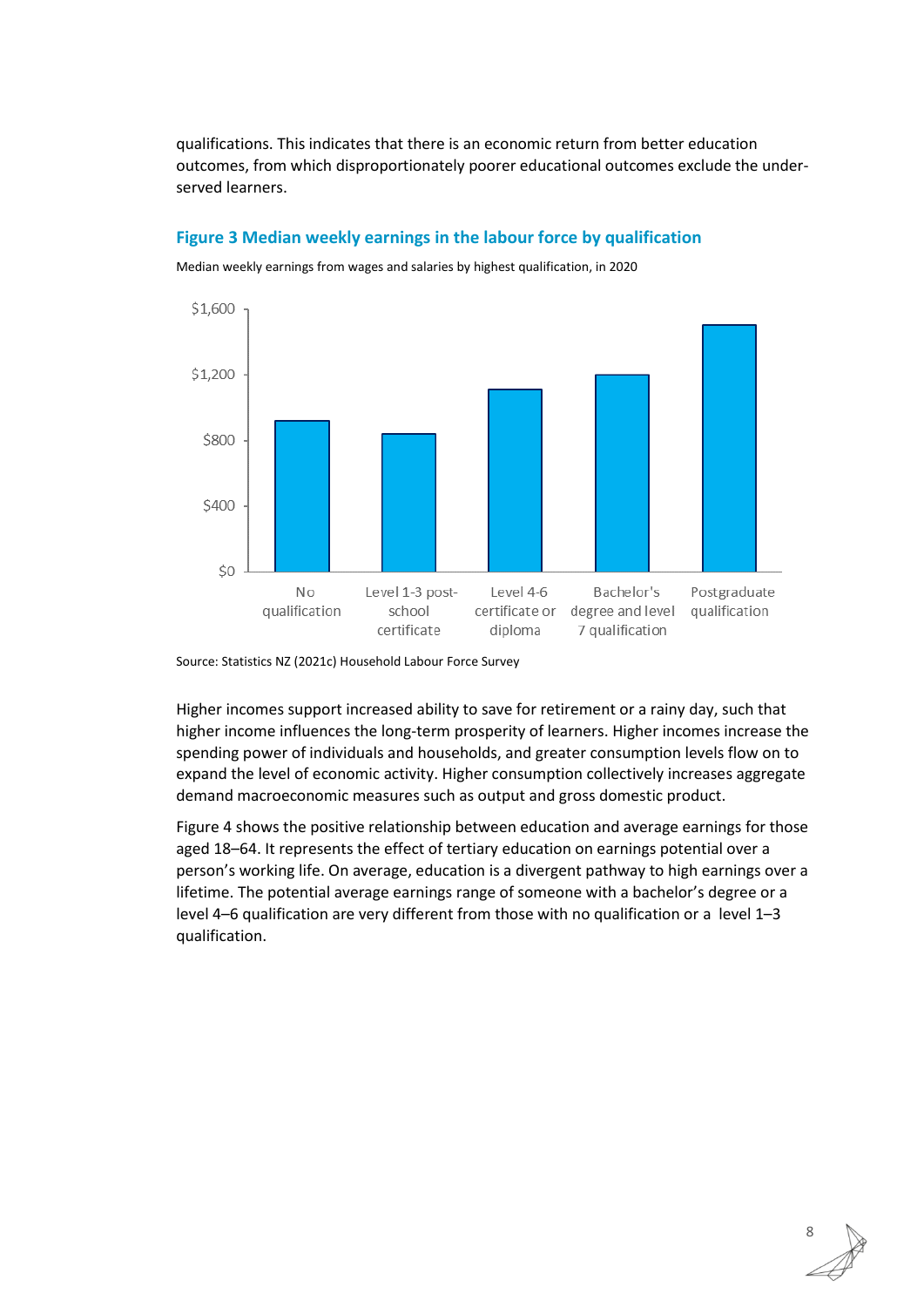qualifications. This indicates that there is an economic return from better education outcomes, from which disproportionately poorer educational outcomes exclude the under-served learners.

### Figure 3 Median weekly earnings in the labour force by qualification

Median weekly earnings from wages and salaries by highest qualification, in 2020

Source: Statistics NZ (2021c) Household Labour Force Survey

Higher incomes support increased ability to save for retirement or a rainy day, such that higher income influences the long-term prosperity of learners. Higher incomes increase the spending power of individuals and households, and greater consumption levels flow on to expand the level of economic activity. Higher consumption collectively increases aggregate demand macroeconomic measures such as output and gross domestic product.

Figure 4 shows the positive relationship between education and average earnings for those aged 18–64. It represents the effect of tertiary education on earnings potential over a person's working life. On average, education is a divergent pathway to high earnings over a lifetime. The potential average earnings range of someone with a bachelor's degree or a level 4–6 qualification are very different from those with no qualification or a level 1–3 qualification.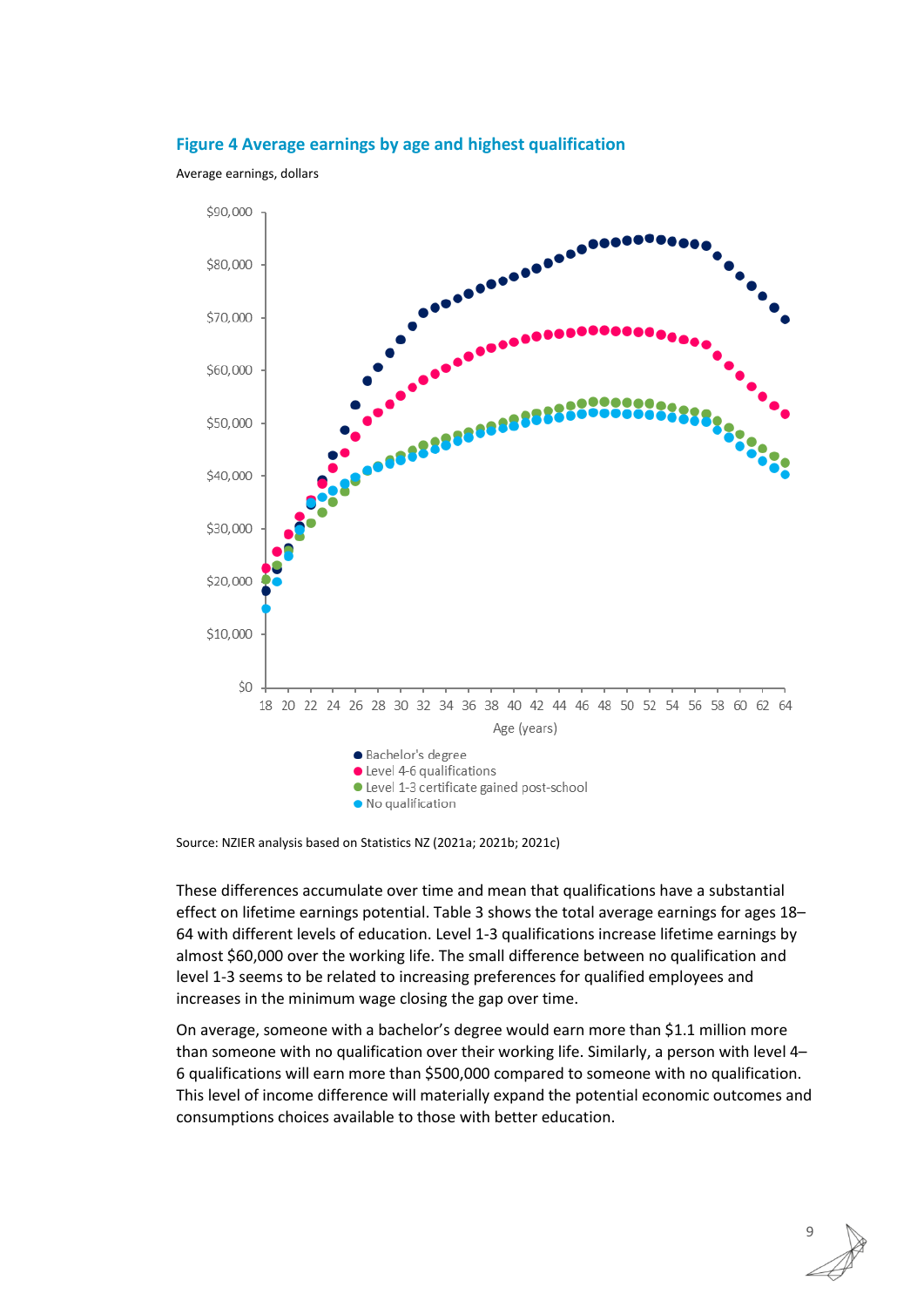**Figure 4 Average earnings by age and highest qualification**

Average earnings, dollars

Source: NZIER analysis based on Statistics NZ (2021a; 2021b; 2021c)

These differences accumulate over time and mean that qualifications have a substantial effect on lifetime earnings potential. Table 3 shows the total average earnings for ages 18–64 with different levels of education. Level 1-3 qualifications increase lifetime earnings by almost $60,000 over the working life. The small difference between no qualification and level 1-3 seems to be related to increasing preferences for qualified employees and increases in the minimum wage closing the gap over time.

On average, someone with a bachelor's degree would earn more than $1.1 million more than someone with no qualification over their working life. Similarly, a person with level 4–6 qualifications will earn more than $500,000 compared to someone with no qualification. This level of income difference will materially expand the potential economic outcomes and consumptions choices available to those with better education.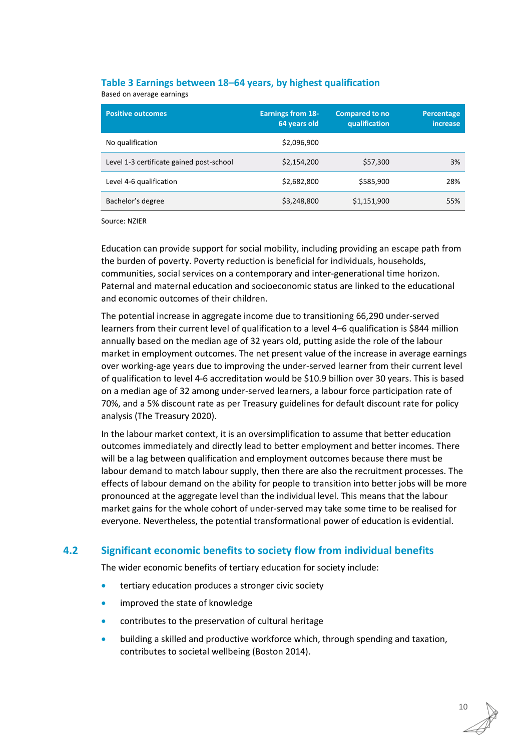**Table 3 Earnings between 18–64 years, by highest qualification**

Based on average earnings

| Positive outcomes | Earnings from 18-64 years old | Compared to no qualification | Percentage increase |
|---|---|---|---|
| No qualification | $2,096,900 | | |
| Level 1-3 certificate gained post-school | $2,154,200 | $57,300 | 3% |
| Level 4-6 qualification | $2,682,800 | $585,900 | 28% |
| Bachelor's degree | $3,248,800 | $1,151,900 | 55% |

Source: NZIER

Education can provide support for social mobility, including providing an escape path from the burden of poverty. Poverty reduction is beneficial for individuals, households, communities, social services on a contemporary and inter-generational time horizon. Paternal and maternal education and socioeconomic status are linked to the educational and economic outcomes of their children.

The potential increase in aggregate income due to transitioning 66,290 under-served learners from their current level of qualification to a level 4–6 qualification is $844 million annually based on the median age of 32 years old, putting aside the role of the labour market in employment outcomes. The net present value of the increase in average earnings over working-age years due to improving the under-served learner from their current level of qualification to level 4-6 accreditation would be $10.9 billion over 30 years. This is based on a median age of 32 among under-served learners, a labour force participation rate of 70%, and a 5% discount rate as per Treasury guidelines for default discount rate for policy analysis (The Treasury 2020).

In the labour market context, it is an oversimplification to assume that better education outcomes immediately and directly lead to better employment and better incomes. There will be a lag between qualification and employment outcomes because there must be labour demand to match labour supply, then there are also the recruitment processes. The effects of labour demand on the ability for people to transition into better jobs will be more pronounced at the aggregate level than the individual level. This means that the labour market gains for the whole cohort of under-served may take some time to be realised for everyone. Nevertheless, the potential transformational power of education is evidential.

## 4.2 Significant economic benefits to society flow from individual benefits

The wider economic benefits of tertiary education for society include:

- tertiary education produces a stronger civic society
- improved the state of knowledge
- contributes to the preservation of cultural heritage
- building a skilled and productive workforce which, through spending and taxation, contributes to societal wellbeing (Boston 2014).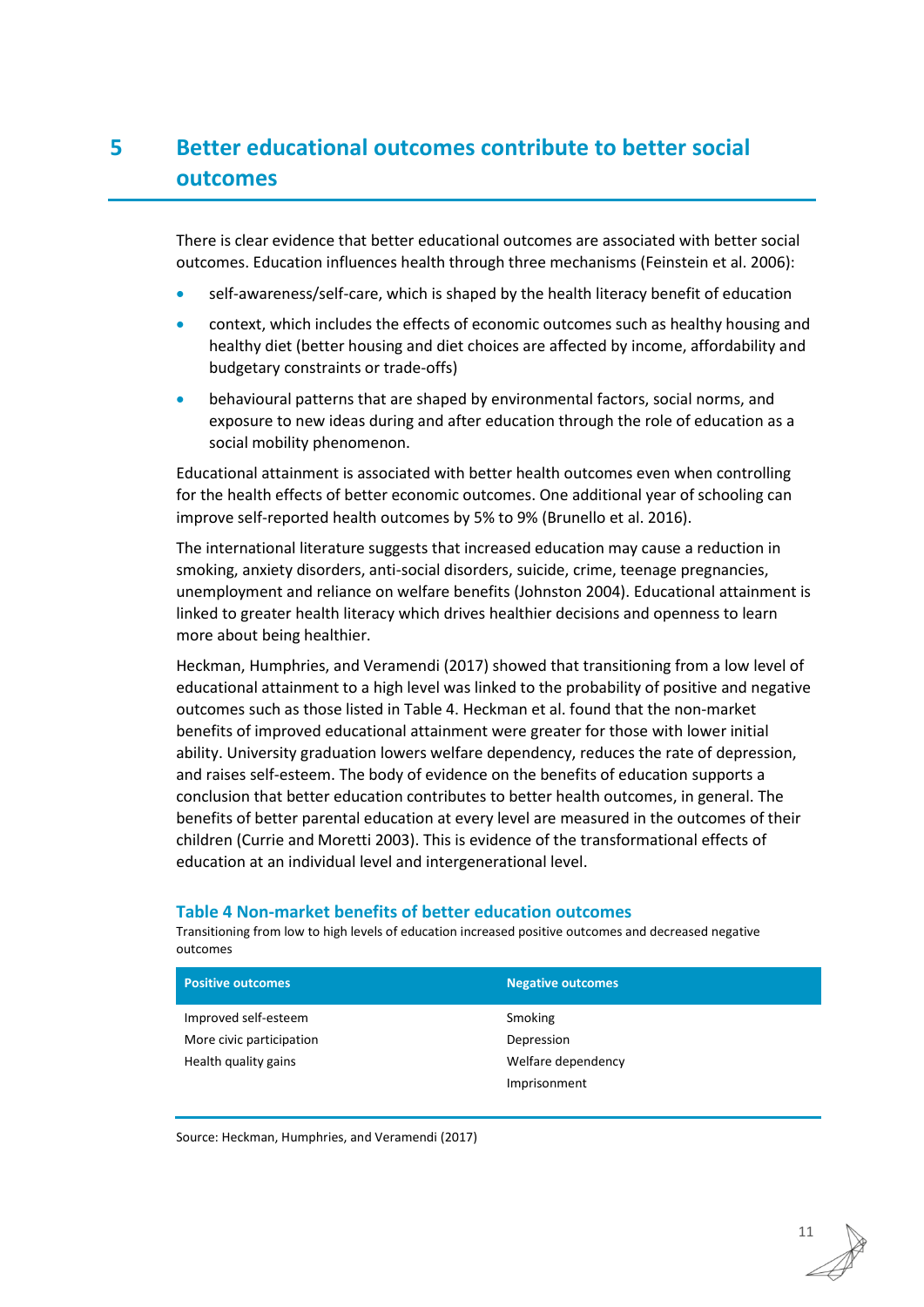# 5 Better educational outcomes contribute to better social outcomes

There is clear evidence that better educational outcomes are associated with better social outcomes. Education influences health through three mechanisms (Feinstein et al. 2006):

- self-awareness/self-care, which is shaped by the health literacy benefit of education
- context, which includes the effects of economic outcomes such as healthy housing and healthy diet (better housing and diet choices are affected by income, affordability and budgetary constraints or trade-offs)
- behavioural patterns that are shaped by environmental factors, social norms, and exposure to new ideas during and after education through the role of education as a social mobility phenomenon.

Educational attainment is associated with better health outcomes even when controlling for the health effects of better economic outcomes. One additional year of schooling can improve self-reported health outcomes by 5% to 9% (Brunello et al. 2016).

The international literature suggests that increased education may cause a reduction in smoking, anxiety disorders, anti-social disorders, suicide, crime, teenage pregnancies, unemployment and reliance on welfare benefits (Johnston 2004). Educational attainment is linked to greater health literacy which drives healthier decisions and openness to learn more about being healthier.

Heckman, Humphries, and Veramendi (2017) showed that transitioning from a low level of educational attainment to a high level was linked to the probability of positive and negative outcomes such as those listed in Table 4. Heckman et al. found that the non-market benefits of improved educational attainment were greater for those with lower initial ability. University graduation lowers welfare dependency, reduces the rate of depression, and raises self-esteem. The body of evidence on the benefits of education supports a conclusion that better education contributes to better health outcomes, in general. The benefits of better parental education at every level are measured in the outcomes of their children (Currie and Moretti 2003). This is evidence of the transformational effects of education at an individual level and intergenerational level.

### Table 4 Non-market benefits of better education outcomes

Transitioning from low to high levels of education increased positive outcomes and decreased negative outcomes

| Positive outcomes | Negative outcomes |
|---|---|
| Improved self-esteem | Smoking |
| More civic participation | Depression |
| Health quality gains | Welfare dependency |
| | Imprisonment |

Source: Heckman, Humphries, and Veramendi (2017)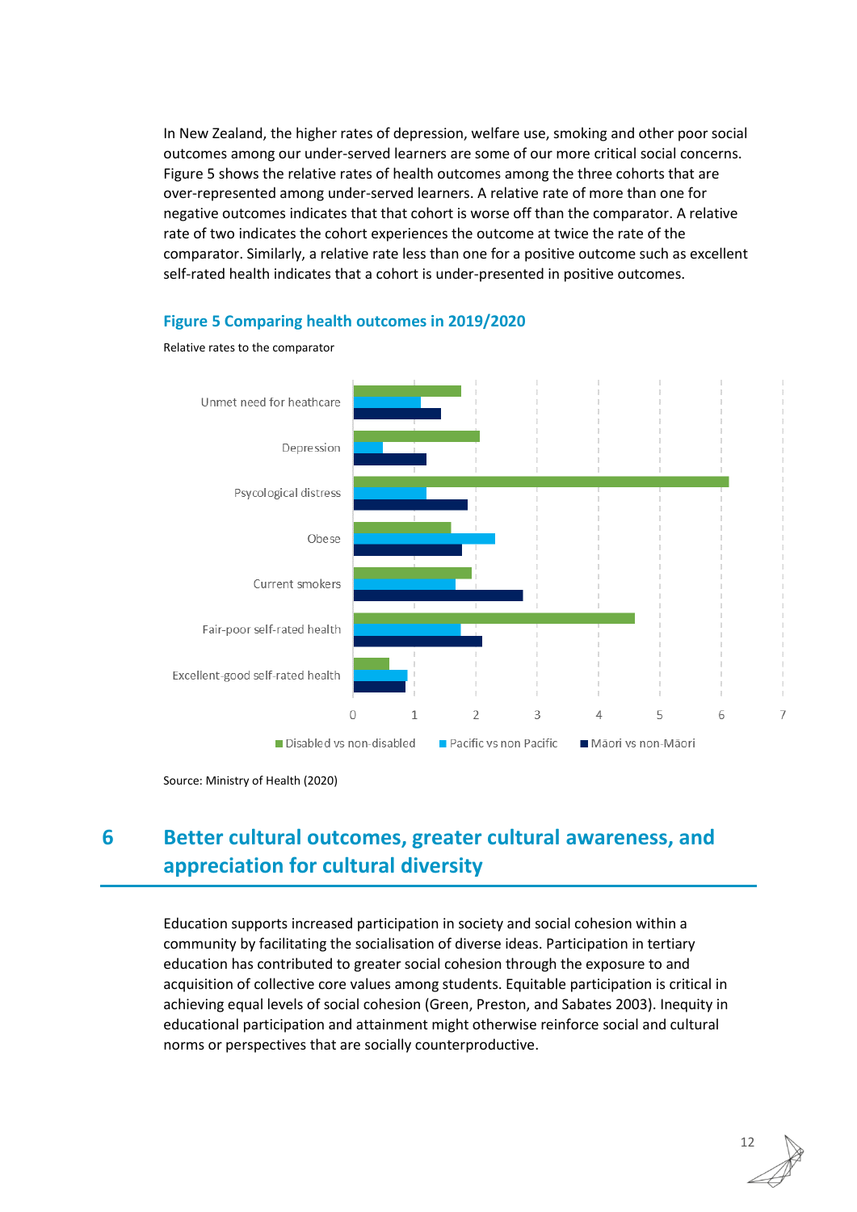In New Zealand, the higher rates of depression, welfare use, smoking and other poor social outcomes among our under-served learners are some of our more critical social concerns. Figure 5 shows the relative rates of health outcomes among the three cohorts that are over-represented among under-served learners. A relative rate of more than one for negative outcomes indicates that that cohort is worse off than the comparator. A relative rate of two indicates the cohort experiences the outcome at twice the rate of the comparator. Similarly, a relative rate less than one for a positive outcome such as excellent self-rated health indicates that a cohort is under-presented in positive outcomes.

### Figure 5 Comparing health outcomes in 2019/2020

Relative rates to the comparator

Source: Ministry of Health (2020)

## 6 Better cultural outcomes, greater cultural awareness, and appreciation for cultural diversity

Education supports increased participation in society and social cohesion within a community by facilitating the socialisation of diverse ideas. Participation in tertiary education has contributed to greater social cohesion through the exposure to and acquisition of collective core values among students. Equitable participation is critical in achieving equal levels of social cohesion (Green, Preston, and Sabates 2003). Inequity in educational participation and attainment might otherwise reinforce social and cultural norms or perspectives that are socially counterproductive.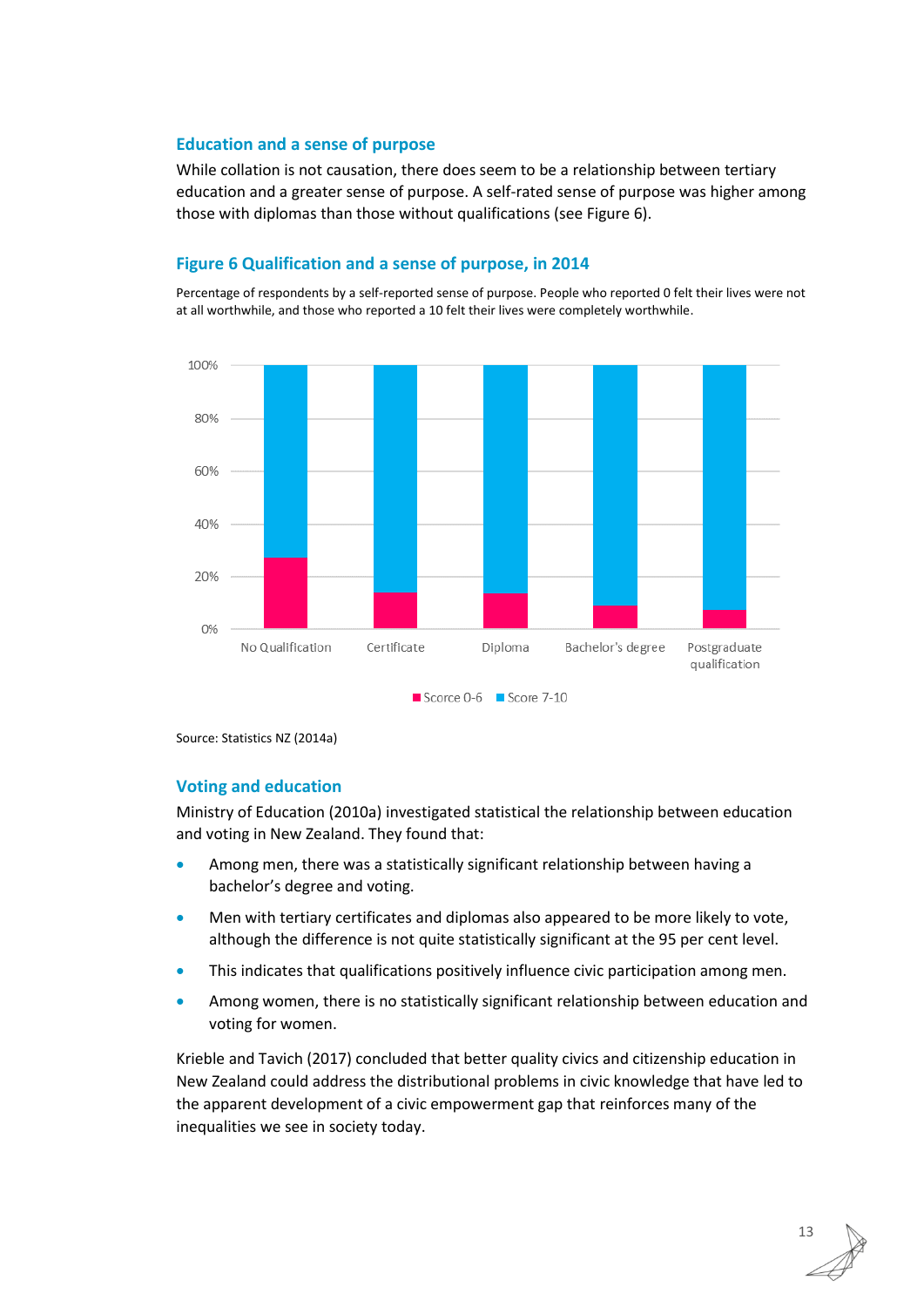### Education and a sense of purpose

While collation is not causation, there does seem to be a relationship between tertiary education and a greater sense of purpose. A self-rated sense of purpose was higher among those with diplomas than those without qualifications (see Figure 6).

### Figure 6 Qualification and a sense of purpose, in 2014

Percentage of respondents by a self-reported sense of purpose. People who reported 0 felt their lives were not at all worthwhile, and those who reported a 10 felt their lives were completely worthwhile.

Source: Statistics NZ (2014a)

### Voting and education

Ministry of Education (2010a) investigated statistical the relationship between education and voting in New Zealand. They found that:

- Among men, there was a statistically significant relationship between having a bachelor's degree and voting.
- Men with tertiary certificates and diplomas also appeared to be more likely to vote, although the difference is not quite statistically significant at the 95 per cent level.
- This indicates that qualifications positively influence civic participation among men.
- Among women, there is no statistically significant relationship between education and voting for women.

Krieble and Tavich (2017) concluded that better quality civics and citizenship education in New Zealand could address the distributional problems in civic knowledge that have led to the apparent development of a civic empowerment gap that reinforces many of the inequalities we see in society today.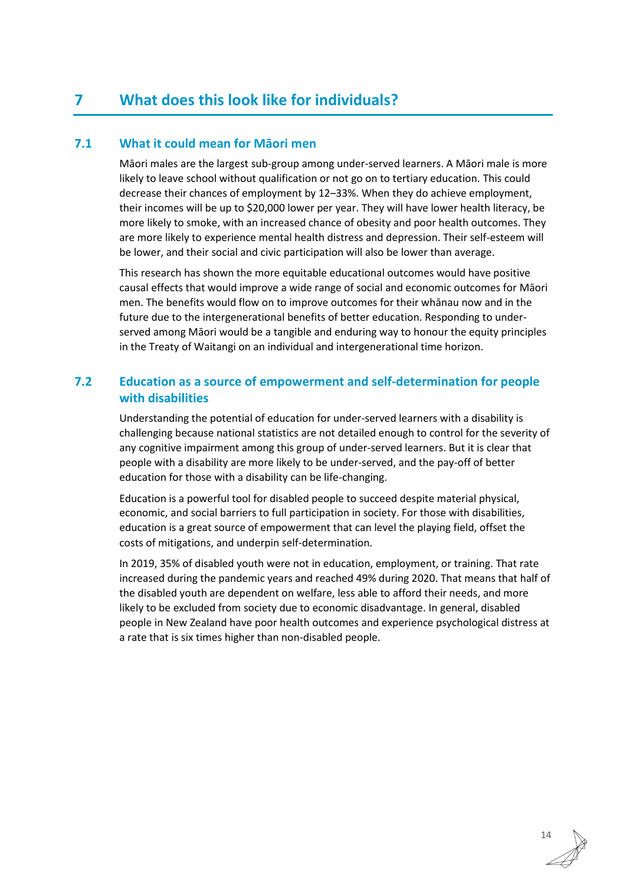# 7 What does this look like for individuals?

## 7.1 What it could mean for Māori men

Māori males are the largest sub-group among under-served learners. A Māori male is more likely to leave school without qualification or not go on to tertiary education. This could decrease their chances of employment by 12–33%. When they do achieve employment, their incomes will be up to $20,000 lower per year. They will have lower health literacy, be more likely to smoke, with an increased chance of obesity and poor health outcomes. They are more likely to experience mental health distress and depression. Their self-esteem will be lower, and their social and civic participation will also be lower than average.

This research has shown the more equitable educational outcomes would have positive causal effects that would improve a wide range of social and economic outcomes for Māori men. The benefits would flow on to improve outcomes for their whānau now and in the future due to the intergenerational benefits of better education. Responding to under-served among Māori would be a tangible and enduring way to honour the equity principles in the Treaty of Waitangi on an individual and intergenerational time horizon.

## 7.2 Education as a source of empowerment and self-determination for people with disabilities

Understanding the potential of education for under-served learners with a disability is challenging because national statistics are not detailed enough to control for the severity of any cognitive impairment among this group of under-served learners. But it is clear that people with a disability are more likely to be under-served, and the pay-off of better education for those with a disability can be life-changing.

Education is a powerful tool for disabled people to succeed despite material physical, economic, and social barriers to full participation in society. For those with disabilities, education is a great source of empowerment that can level the playing field, offset the costs of mitigations, and underpin self-determination.

In 2019, 35% of disabled youth were not in education, employment, or training. That rate increased during the pandemic years and reached 49% during 2020. That means that half of the disabled youth are dependent on welfare, less able to afford their needs, and more likely to be excluded from society due to economic disadvantage. In general, disabled people in New Zealand have poor health outcomes and experience psychological distress at a rate that is six times higher than non-disabled people.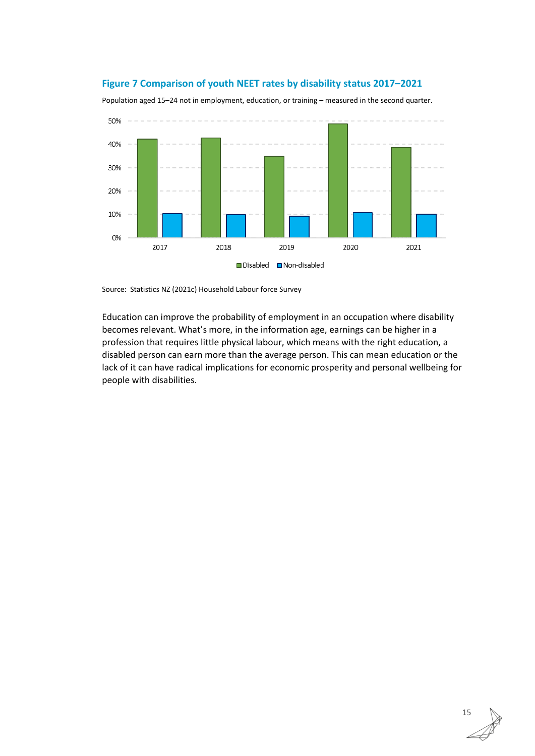**Figure 7 Comparison of youth NEET rates by disability status 2017–2021**

Population aged 15–24 not in employment, education, or training – measured in the second quarter.

Source: Statistics NZ (2021c) Household Labour force Survey

Education can improve the probability of employment in an occupation where disability becomes relevant. What's more, in the information age, earnings can be higher in a profession that requires little physical labour, which means with the right education, a disabled person can earn more than the average person. This can mean education or the lack of it can have radical implications for economic prosperity and personal wellbeing for people with disabilities.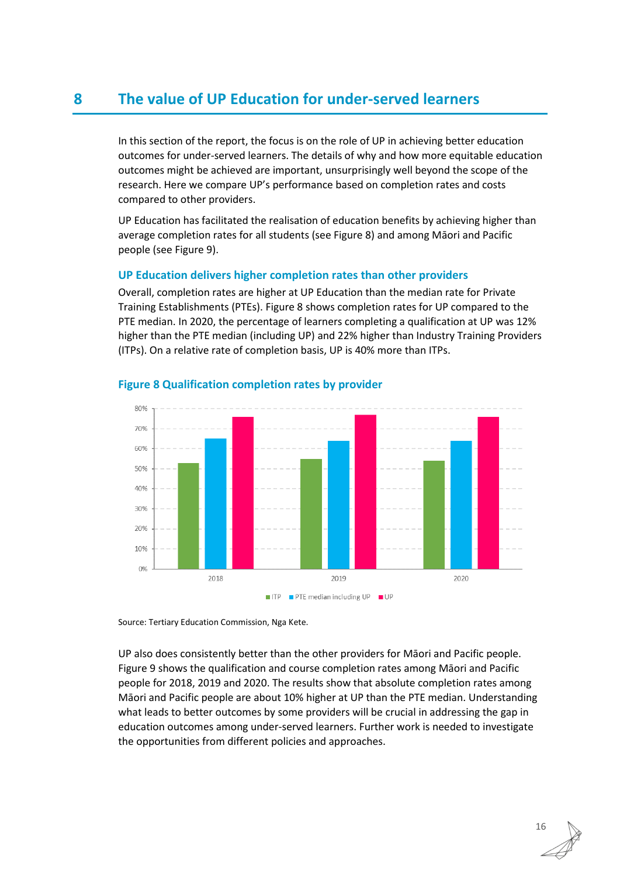## 8 The value of UP Education for under-served learners

In this section of the report, the focus is on the role of UP in achieving better education outcomes for under-served learners. The details of why and how more equitable education outcomes might be achieved are important, unsurprisingly well beyond the scope of the research. Here we compare UP's performance based on completion rates and costs compared to other providers.

UP Education has facilitated the realisation of education benefits by achieving higher than average completion rates for all students (see Figure 8) and among Māori and Pacific people (see Figure 9).

### UP Education delivers higher completion rates than other providers

Overall, completion rates are higher at UP Education than the median rate for Private Training Establishments (PTEs). Figure 8 shows completion rates for UP compared to the PTE median. In 2020, the percentage of learners completing a qualification at UP was 12% higher than the PTE median (including UP) and 22% higher than Industry Training Providers (ITPs). On a relative rate of completion basis, UP is 40% more than ITPs.

**Figure 8 Qualification completion rates by provider**

Source: Tertiary Education Commission, Nga Kete.

UP also does consistently better than the other providers for Māori and Pacific people. Figure 9 shows the qualification and course completion rates among Māori and Pacific people for 2018, 2019 and 2020. The results show that absolute completion rates among Māori and Pacific people are about 10% higher at UP than the PTE median. Understanding what leads to better outcomes by some providers will be crucial in addressing the gap in education outcomes among under-served learners. Further work is needed to investigate the opportunities from different policies and approaches.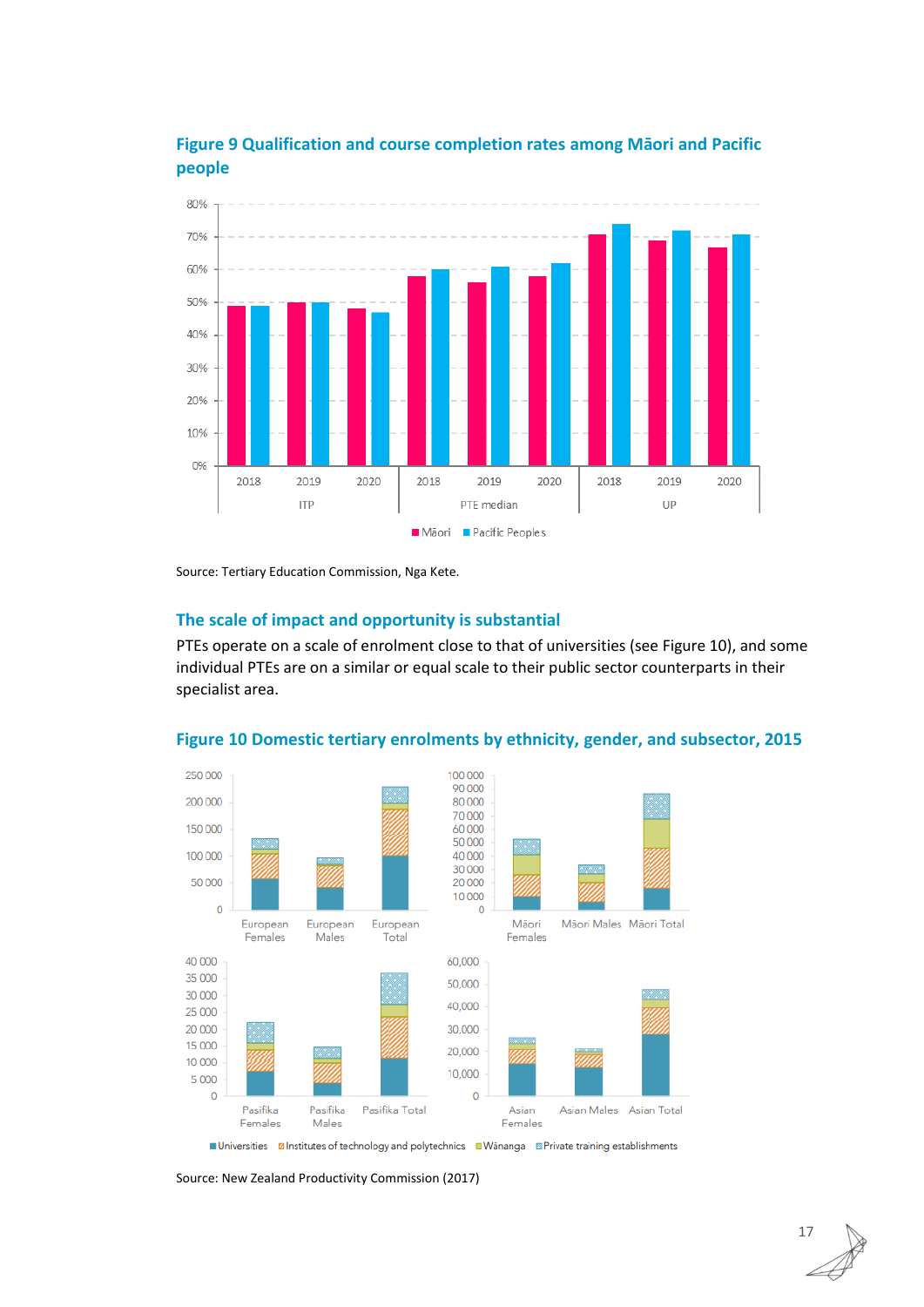### Figure 9 Qualification and course completion rates among Māori and Pacific people

Source: Tertiary Education Commission, Nga Kete.

### The scale of impact and opportunity is substantial

PTEs operate on a scale of enrolment close to that of universities (see Figure 10), and some individual PTEs are on a similar or equal scale to their public sector counterparts in their specialist area.

### Figure 10 Domestic tertiary enrolments by ethnicity, gender, and subsector, 2015

Source: New Zealand Productivity Commission (2017)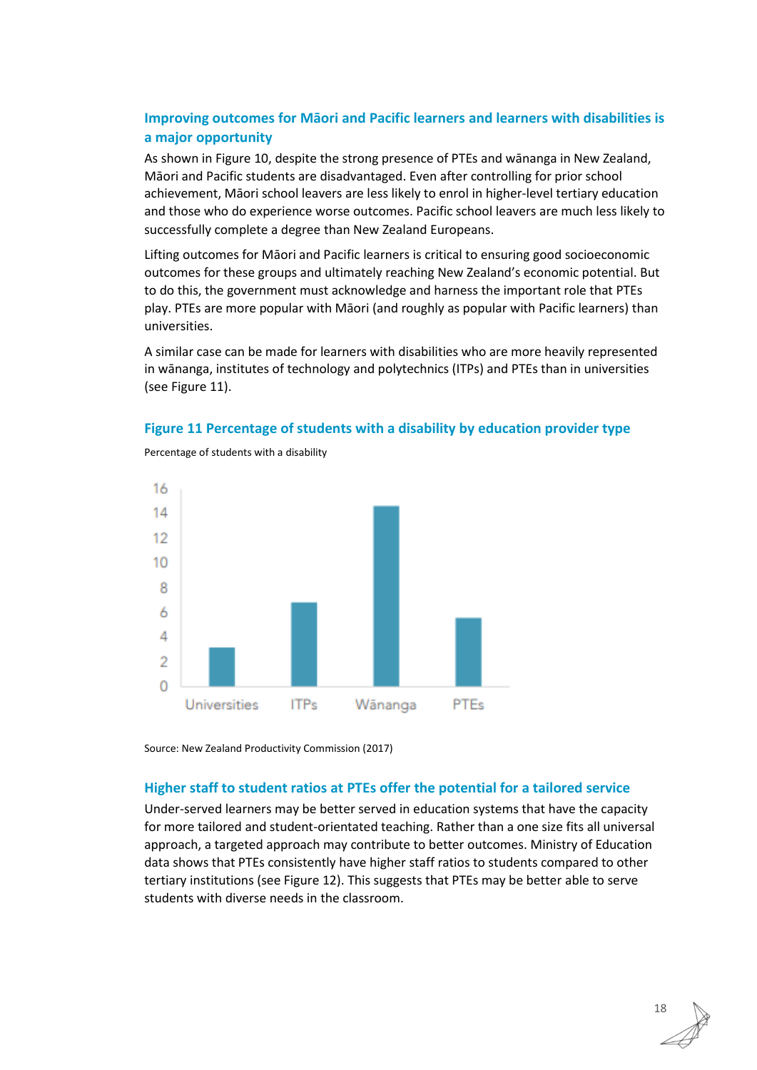### Improving outcomes for Māori and Pacific learners and learners with disabilities is a major opportunity

As shown in Figure 10, despite the strong presence of PTEs and wānanga in New Zealand, Māori and Pacific students are disadvantaged. Even after controlling for prior school achievement, Māori school leavers are less likely to enrol in higher-level tertiary education and those who do experience worse outcomes. Pacific school leavers are much less likely to successfully complete a degree than New Zealand Europeans.

Lifting outcomes for Māori and Pacific learners is critical to ensuring good socioeconomic outcomes for these groups and ultimately reaching New Zealand's economic potential. But to do this, the government must acknowledge and harness the important role that PTEs play. PTEs are more popular with Māori (and roughly as popular with Pacific learners) than universities.

A similar case can be made for learners with disabilities who are more heavily represented in wānanga, institutes of technology and polytechnics (ITPs) and PTEs than in universities (see Figure 11).

#### Figure 11 Percentage of students with a disability by education provider type

Percentage of students with a disability

Source: New Zealand Productivity Commission (2017)

### Higher staff to student ratios at PTEs offer the potential for a tailored service

Under-served learners may be better served in education systems that have the capacity for more tailored and student-orientated teaching. Rather than a one size fits all universal approach, a targeted approach may contribute to better outcomes. Ministry of Education data shows that PTEs consistently have higher staff ratios to students compared to other tertiary institutions (see Figure 12). This suggests that PTEs may be better able to serve students with diverse needs in the classroom.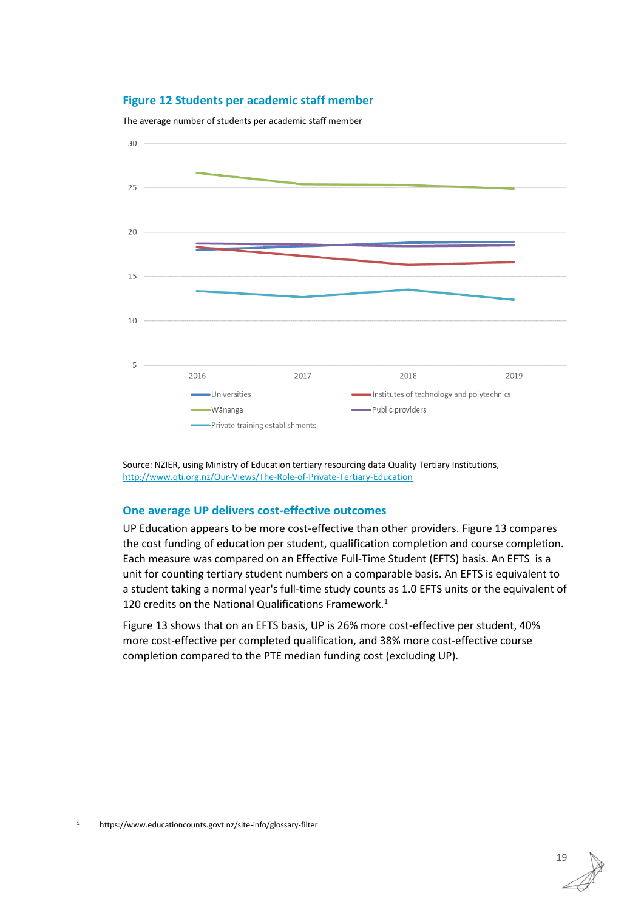### Figure 12 Students per academic staff member

The average number of students per academic staff member

Source: NZIER, using Ministry of Education tertiary resourcing data Quality Tertiary Institutions, http://www.qti.org.nz/Our-Views/The-Role-of-Private-Tertiary-Education

### One average UP delivers cost-effective outcomes

UP Education appears to be more cost-effective than other providers. Figure 13 compares the cost funding of education per student, qualification completion and course completion. Each measure was compared on an Effective Full-Time Student (EFTS) basis. An EFTS is a unit for counting tertiary student numbers on a comparable basis. An EFTS is equivalent to a student taking a normal year's full-time study counts as 1.0 EFTS units or the equivalent of 120 credits on the National Qualifications Framework.[1]

Figure 13 shows that on an EFTS basis, UP is 26% more cost-effective per student, 40% more cost-effective per completed qualification, and 38% more cost-effective course completion compared to the PTE median funding cost (excluding UP).

[1] https://www.educationcounts.govt.nz/site-info/glossary-filter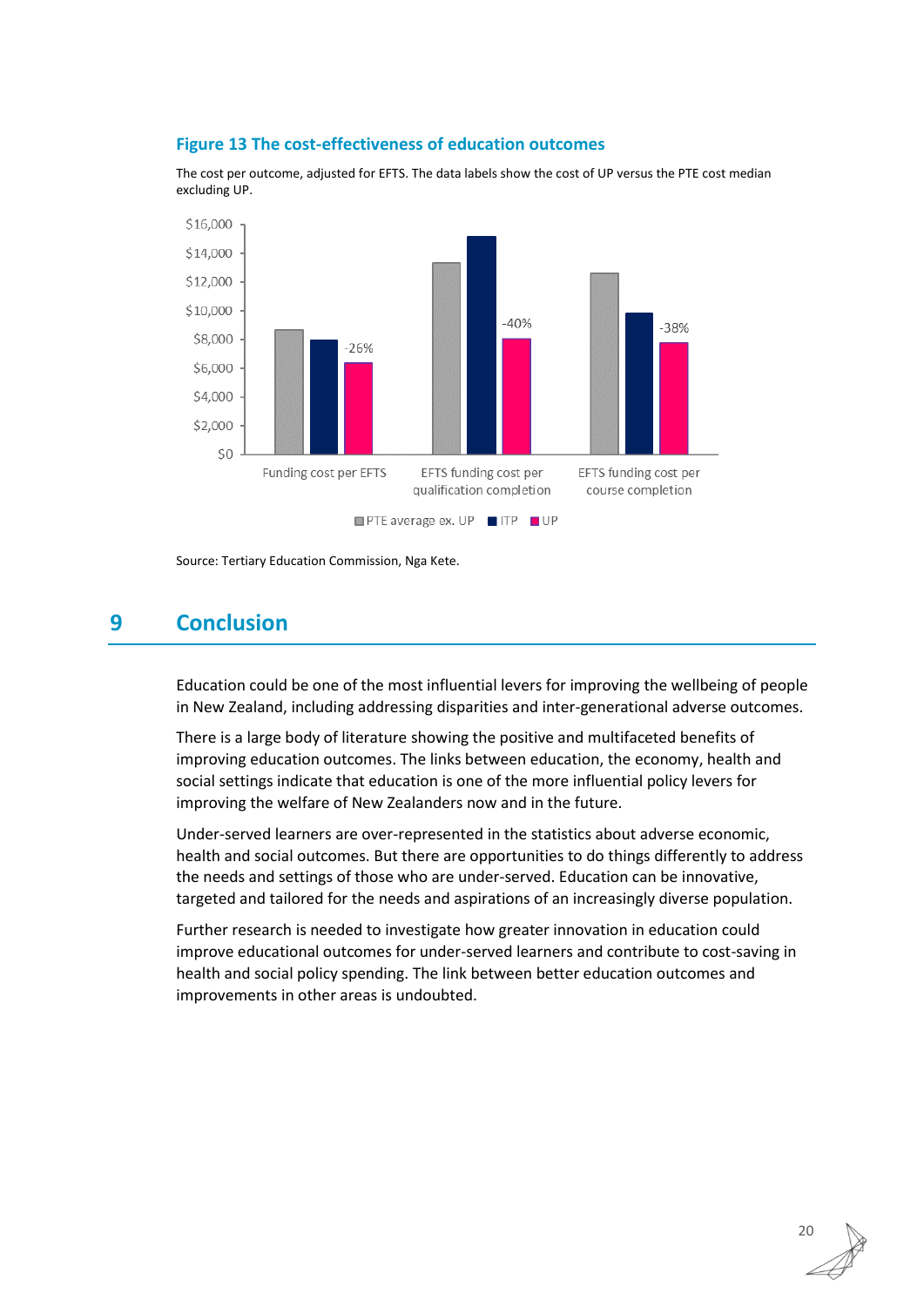### Figure 13 The cost-effectiveness of education outcomes

The cost per outcome, adjusted for EFTS. The data labels show the cost of UP versus the PTE cost median excluding UP.

Source: Tertiary Education Commission, Nga Kete.

## 9 Conclusion

Education could be one of the most influential levers for improving the wellbeing of people in New Zealand, including addressing disparities and inter-generational adverse outcomes.

There is a large body of literature showing the positive and multifaceted benefits of improving education outcomes. The links between education, the economy, health and social settings indicate that education is one of the more influential policy levers for improving the welfare of New Zealanders now and in the future.

Under-served learners are over-represented in the statistics about adverse economic, health and social outcomes. But there are opportunities to do things differently to address the needs and settings of those who are under-served. Education can be innovative, targeted and tailored for the needs and aspirations of an increasingly diverse population.

Further research is needed to investigate how greater innovation in education could improve educational outcomes for under-served learners and contribute to cost-saving in health and social policy spending. The link between better education outcomes and improvements in other areas is undoubted.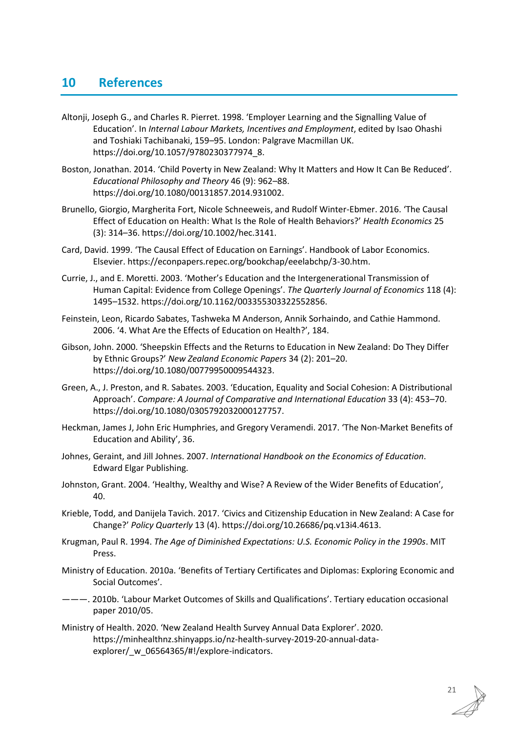# 10 References

Altonji, Joseph G., and Charles R. Pierret. 1998. 'Employer Learning and the Signalling Value of Education'. In *Internal Labour Markets, Incentives and Employment*, edited by Isao Ohashi and Toshiaki Tachibanaki, 159–95. London: Palgrave Macmillan UK. https://doi.org/10.1057/9780230377974_8.

Boston, Jonathan. 2014. 'Child Poverty in New Zealand: Why It Matters and How It Can Be Reduced'. *Educational Philosophy and Theory* 46 (9): 962–88. https://doi.org/10.1080/00131857.2014.931002.

Brunello, Giorgio, Margherita Fort, Nicole Schneeweis, and Rudolf Winter-Ebmer. 2016. 'The Causal Effect of Education on Health: What Is the Role of Health Behaviors?' *Health Economics* 25 (3): 314–36. https://doi.org/10.1002/hec.3141.

Card, David. 1999. 'The Causal Effect of Education on Earnings'. Handbook of Labor Economics. Elsevier. https://econpapers.repec.org/bookchap/eeelabchp/3-30.htm.

Currie, J., and E. Moretti. 2003. 'Mother's Education and the Intergenerational Transmission of Human Capital: Evidence from College Openings'. *The Quarterly Journal of Economics* 118 (4): 1495–1532. https://doi.org/10.1162/003355303322552856.

Feinstein, Leon, Ricardo Sabates, Tashweka M Anderson, Annik Sorhaindo, and Cathie Hammond. 2006. '4. What Are the Effects of Education on Health?', 184.

Gibson, John. 2000. 'Sheepskin Effects and the Returns to Education in New Zealand: Do They Differ by Ethnic Groups?' *New Zealand Economic Papers* 34 (2): 201–20. https://doi.org/10.1080/00779950009544323.

Green, A., J. Preston, and R. Sabates. 2003. 'Education, Equality and Social Cohesion: A Distributional Approach'. *Compare: A Journal of Comparative and International Education* 33 (4): 453–70. https://doi.org/10.1080/0305792032000127757.

Heckman, James J, John Eric Humphries, and Gregory Veramendi. 2017. 'The Non-Market Benefits of Education and Ability', 36.

Johnes, Geraint, and Jill Johnes. 2007. *International Handbook on the Economics of Education*. Edward Elgar Publishing.

Johnston, Grant. 2004. 'Healthy, Wealthy and Wise? A Review of the Wider Benefits of Education', 40.

Krieble, Todd, and Danijela Tavich. 2017. 'Civics and Citizenship Education in New Zealand: A Case for Change?' *Policy Quarterly* 13 (4). https://doi.org/10.26686/pq.v13i4.4613.

Krugman, Paul R. 1994. *The Age of Diminished Expectations: U.S. Economic Policy in the 1990s*. MIT Press.

Ministry of Education. 2010a. 'Benefits of Tertiary Certificates and Diplomas: Exploring Economic and Social Outcomes'.

———. 2010b. 'Labour Market Outcomes of Skills and Qualifications'. Tertiary education occasional paper 2010/05.

Ministry of Health. 2020. 'New Zealand Health Survey Annual Data Explorer'. 2020. https://minhealthnz.shinyapps.io/nz-health-survey-2019-20-annual-data-explorer/_w_06564365/#!/explore-indicators.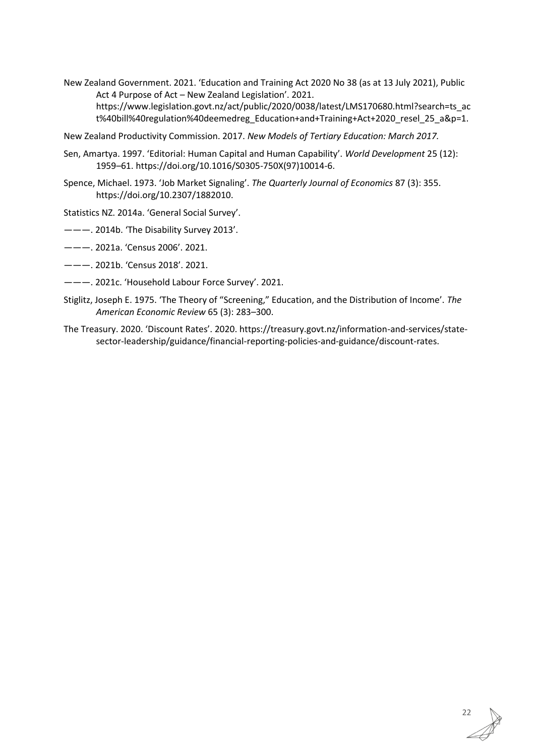New Zealand Government. 2021. 'Education and Training Act 2020 No 38 (as at 13 July 2021), Public Act 4 Purpose of Act – New Zealand Legislation'. 2021. https://www.legislation.govt.nz/act/public/2020/0038/latest/LMS170680.html?search=ts_act%40bill%40regulation%40deemedreg_Education+and+Training+Act+2020_resel_25_a&p=1.

New Zealand Productivity Commission. 2017. *New Models of Tertiary Education: March 2017.*

Sen, Amartya. 1997. 'Editorial: Human Capital and Human Capability'. *World Development* 25 (12): 1959–61. https://doi.org/10.1016/S0305-750X(97)10014-6.

Spence, Michael. 1973. 'Job Market Signaling'. *The Quarterly Journal of Economics* 87 (3): 355. https://doi.org/10.2307/1882010.

Statistics NZ. 2014a. 'General Social Survey'.

———. 2014b. 'The Disability Survey 2013'.

———. 2021a. 'Census 2006'. 2021.

———. 2021b. 'Census 2018'. 2021.

———. 2021c. 'Household Labour Force Survey'. 2021.

Stiglitz, Joseph E. 1975. 'The Theory of "Screening," Education, and the Distribution of Income'. *The American Economic Review* 65 (3): 283–300.

The Treasury. 2020. 'Discount Rates'. 2020. https://treasury.govt.nz/information-and-services/state-sector-leadership/guidance/financial-reporting-policies-and-guidance/discount-rates.